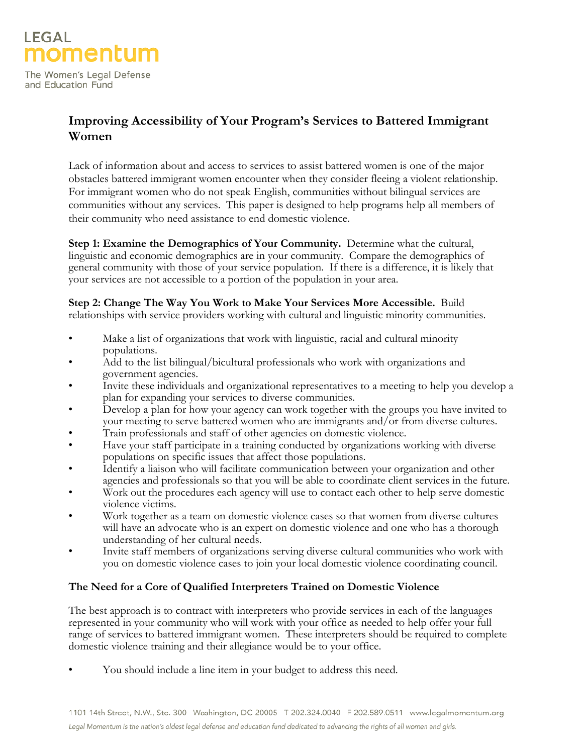LEGAL
momentum

The Women's Legal Defense and Education Fund

# Improving Accessibility of Your Program's Services to Battered Immigrant Women

Lack of information about and access to services to assist battered women is one of the major obstacles battered immigrant women encounter when they consider fleeing a violent relationship. For immigrant women who do not speak English, communities without bilingual services are communities without any services. This paper is designed to help programs help all members of their community who need assistance to end domestic violence.

**Step 1: Examine the Demographics of Your Community.** Determine what the cultural, linguistic and economic demographics are in your community. Compare the demographics of general community with those of your service population. If there is a difference, it is likely that your services are not accessible to a portion of the population in your area.

**Step 2: Change The Way You Work to Make Your Services More Accessible.** Build relationships with service providers working with cultural and linguistic minority communities.

- Make a list of organizations that work with linguistic, racial and cultural minority populations.
- Add to the list bilingual/bicultural professionals who work with organizations and government agencies.
- Invite these individuals and organizational representatives to a meeting to help you develop a plan for expanding your services to diverse communities.
- Develop a plan for how your agency can work together with the groups you have invited to your meeting to serve battered women who are immigrants and/or from diverse cultures.
- Train professionals and staff of other agencies on domestic violence.
- Have your staff participate in a training conducted by organizations working with diverse populations on specific issues that affect those populations.
- Identify a liaison who will facilitate communication between your organization and other agencies and professionals so that you will be able to coordinate client services in the future.
- Work out the procedures each agency will use to contact each other to help serve domestic violence victims.
- Work together as a team on domestic violence cases so that women from diverse cultures will have an advocate who is an expert on domestic violence and one who has a thorough understanding of her cultural needs.
- Invite staff members of organizations serving diverse cultural communities who work with you on domestic violence cases to join your local domestic violence coordinating council.

### The Need for a Core of Qualified Interpreters Trained on Domestic Violence

The best approach is to contract with interpreters who provide services in each of the languages represented in your community who will work with your office as needed to help offer your full range of services to battered immigrant women. These interpreters should be required to complete domestic violence training and their allegiance would be to your office.

- You should include a line item in your budget to address this need.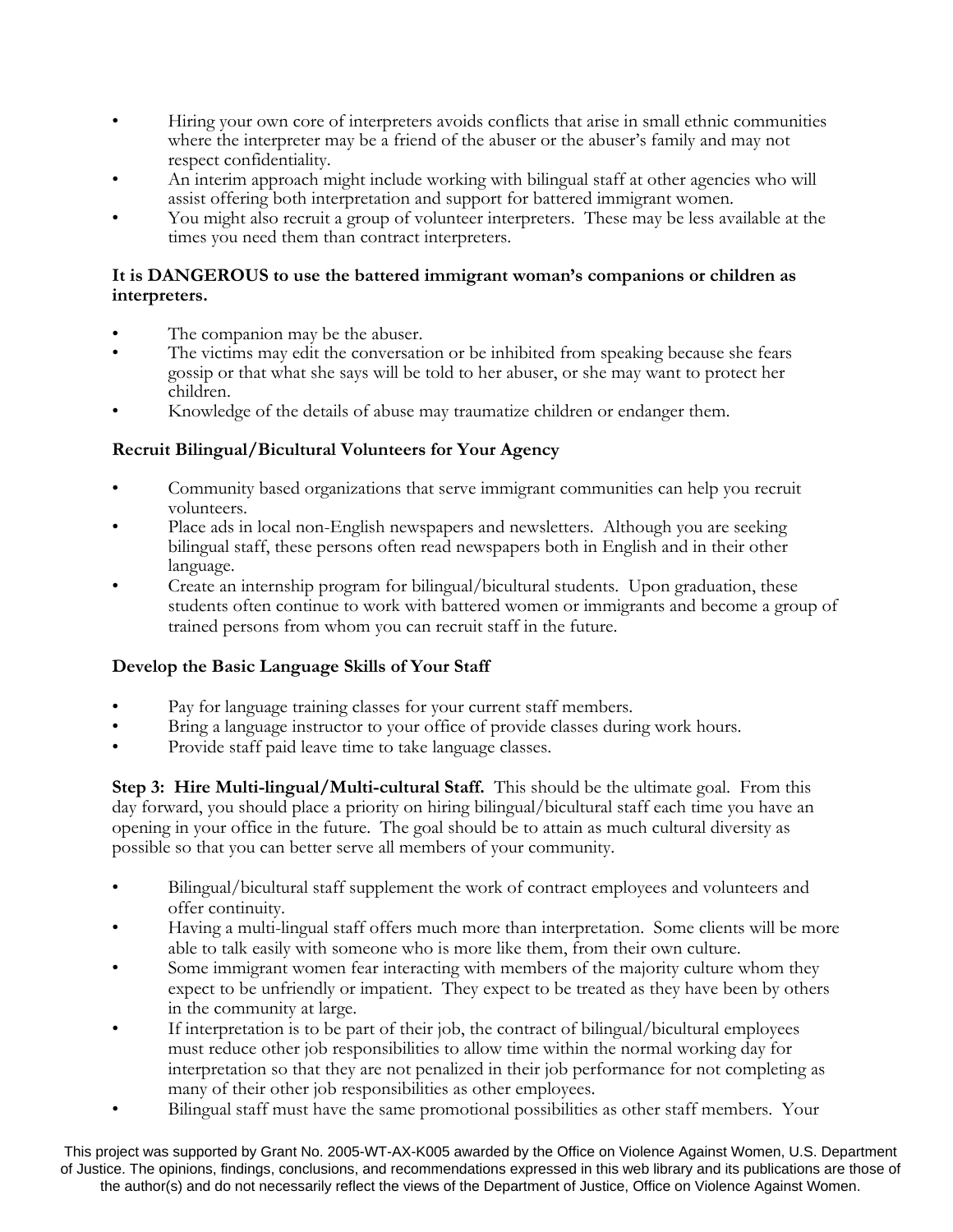- Hiring your own core of interpreters avoids conflicts that arise in small ethnic communities where the interpreter may be a friend of the abuser or the abuser's family and may not respect confidentiality.
- An interim approach might include working with bilingual staff at other agencies who will assist offering both interpretation and support for battered immigrant women.
- You might also recruit a group of volunteer interpreters. These may be less available at the times you need them than contract interpreters.

**It is DANGEROUS to use the battered immigrant woman's companions or children as interpreters.**

- The companion may be the abuser.
- The victims may edit the conversation or be inhibited from speaking because she fears gossip or that what she says will be told to her abuser, or she may want to protect her children.
- Knowledge of the details of abuse may traumatize children or endanger them.

**Recruit Bilingual/Bicultural Volunteers for Your Agency**

- Community based organizations that serve immigrant communities can help you recruit volunteers.
- Place ads in local non-English newspapers and newsletters. Although you are seeking bilingual staff, these persons often read newspapers both in English and in their other language.
- Create an internship program for bilingual/bicultural students. Upon graduation, these students often continue to work with battered women or immigrants and become a group of trained persons from whom you can recruit staff in the future.

**Develop the Basic Language Skills of Your Staff**

- Pay for language training classes for your current staff members.
- Bring a language instructor to your office of provide classes during work hours.
- Provide staff paid leave time to take language classes.

**Step 3: Hire Multi-lingual/Multi-cultural Staff.** This should be the ultimate goal. From this day forward, you should place a priority on hiring bilingual/bicultural staff each time you have an opening in your office in the future. The goal should be to attain as much cultural diversity as possible so that you can better serve all members of your community.

- Bilingual/bicultural staff supplement the work of contract employees and volunteers and offer continuity.
- Having a multi-lingual staff offers much more than interpretation. Some clients will be more able to talk easily with someone who is more like them, from their own culture.
- Some immigrant women fear interacting with members of the majority culture whom they expect to be unfriendly or impatient. They expect to be treated as they have been by others in the community at large.
- If interpretation is to be part of their job, the contract of bilingual/bicultural employees must reduce other job responsibilities to allow time within the normal working day for interpretation so that they are not penalized in their job performance for not completing as many of their other job responsibilities as other employees.
- Bilingual staff must have the same promotional possibilities as other staff members. Your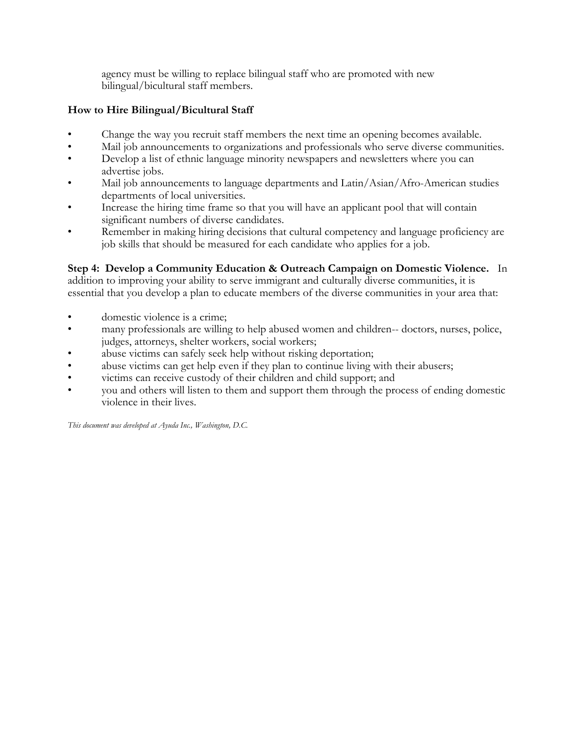agency must be willing to replace bilingual staff who are promoted with new bilingual/bicultural staff members.

**How to Hire Bilingual/Bicultural Staff**

- Change the way you recruit staff members the next time an opening becomes available.
- Mail job announcements to organizations and professionals who serve diverse communities.
- Develop a list of ethnic language minority newspapers and newsletters where you can advertise jobs.
- Mail job announcements to language departments and Latin/Asian/Afro-American studies departments of local universities.
- Increase the hiring time frame so that you will have an applicant pool that will contain significant numbers of diverse candidates.
- Remember in making hiring decisions that cultural competency and language proficiency are job skills that should be measured for each candidate who applies for a job.

**Step 4: Develop a Community Education & Outreach Campaign on Domestic Violence.** In addition to improving your ability to serve immigrant and culturally diverse communities, it is essential that you develop a plan to educate members of the diverse communities in your area that:

- domestic violence is a crime;
- many professionals are willing to help abused women and children-- doctors, nurses, police, judges, attorneys, shelter workers, social workers;
- abuse victims can safely seek help without risking deportation;
- abuse victims can get help even if they plan to continue living with their abusers;
- victims can receive custody of their children and child support; and
- you and others will listen to them and support them through the process of ending domestic violence in their lives.

*This document was developed at Ayuda Inc., Washington, D.C.*